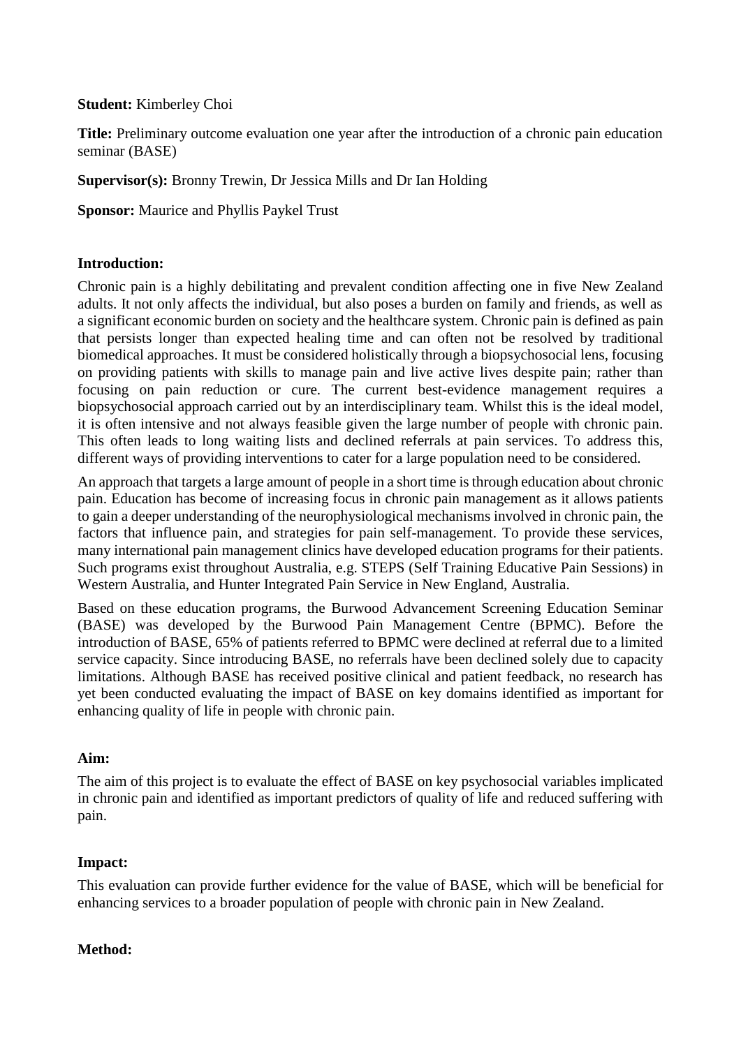**Student:** Kimberley Choi

**Title:** Preliminary outcome evaluation one year after the introduction of a chronic pain education seminar (BASE)

**Supervisor(s):** Bronny Trewin, Dr Jessica Mills and Dr Ian Holding

**Sponsor:** Maurice and Phyllis Paykel Trust

**Introduction:**

Chronic pain is a highly debilitating and prevalent condition affecting one in five New Zealand adults. It not only affects the individual, but also poses a burden on family and friends, as well as a significant economic burden on society and the healthcare system. Chronic pain is defined as pain that persists longer than expected healing time and can often not be resolved by traditional biomedical approaches. It must be considered holistically through a biopsychosocial lens, focusing on providing patients with skills to manage pain and live active lives despite pain; rather than focusing on pain reduction or cure. The current best-evidence management requires a biopsychosocial approach carried out by an interdisciplinary team. Whilst this is the ideal model, it is often intensive and not always feasible given the large number of people with chronic pain. This often leads to long waiting lists and declined referrals at pain services. To address this, different ways of providing interventions to cater for a large population need to be considered.

An approach that targets a large amount of people in a short time is through education about chronic pain. Education has become of increasing focus in chronic pain management as it allows patients to gain a deeper understanding of the neurophysiological mechanisms involved in chronic pain, the factors that influence pain, and strategies for pain self-management. To provide these services, many international pain management clinics have developed education programs for their patients. Such programs exist throughout Australia, e.g. STEPS (Self Training Educative Pain Sessions) in Western Australia, and Hunter Integrated Pain Service in New England, Australia.

Based on these education programs, the Burwood Advancement Screening Education Seminar (BASE) was developed by the Burwood Pain Management Centre (BPMC). Before the introduction of BASE, 65% of patients referred to BPMC were declined at referral due to a limited service capacity. Since introducing BASE, no referrals have been declined solely due to capacity limitations. Although BASE has received positive clinical and patient feedback, no research has yet been conducted evaluating the impact of BASE on key domains identified as important for enhancing quality of life in people with chronic pain.

**Aim:**

The aim of this project is to evaluate the effect of BASE on key psychosocial variables implicated in chronic pain and identified as important predictors of quality of life and reduced suffering with pain.

**Impact:**

This evaluation can provide further evidence for the value of BASE, which will be beneficial for enhancing services to a broader population of people with chronic pain in New Zealand.

**Method:**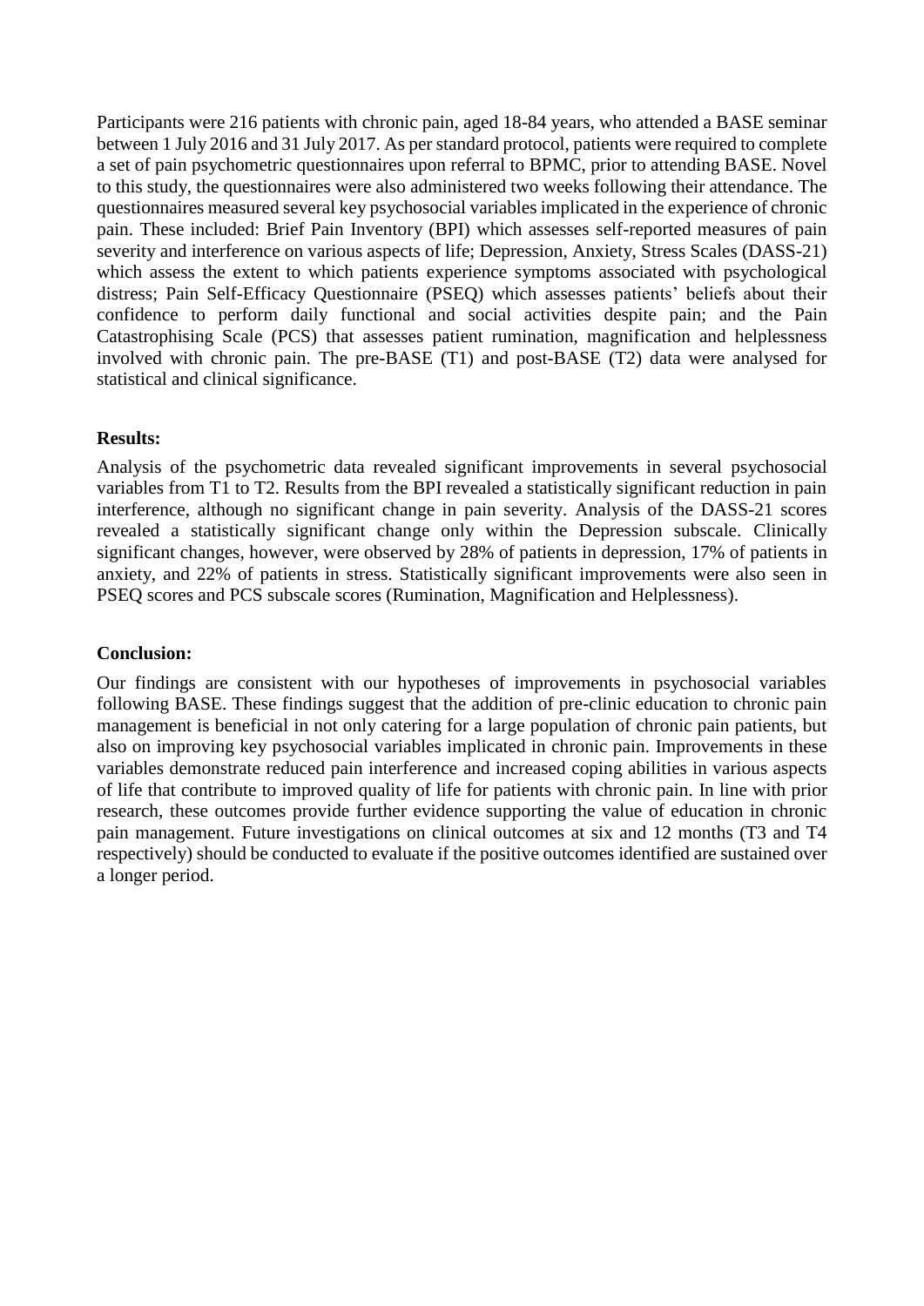Participants were 216 patients with chronic pain, aged 18-84 years, who attended a BASE seminar between 1 July 2016 and 31 July 2017. As per standard protocol, patients were required to complete a set of pain psychometric questionnaires upon referral to BPMC, prior to attending BASE. Novel to this study, the questionnaires were also administered two weeks following their attendance. The questionnaires measured several key psychosocial variables implicated in the experience of chronic pain. These included: Brief Pain Inventory (BPI) which assesses self-reported measures of pain severity and interference on various aspects of life; Depression, Anxiety, Stress Scales (DASS-21) which assess the extent to which patients experience symptoms associated with psychological distress; Pain Self-Efficacy Questionnaire (PSEQ) which assesses patients' beliefs about their confidence to perform daily functional and social activities despite pain; and the Pain Catastrophising Scale (PCS) that assesses patient rumination, magnification and helplessness involved with chronic pain. The pre-BASE (T1) and post-BASE (T2) data were analysed for statistical and clinical significance.

**Results:**

Analysis of the psychometric data revealed significant improvements in several psychosocial variables from T1 to T2. Results from the BPI revealed a statistically significant reduction in pain interference, although no significant change in pain severity. Analysis of the DASS-21 scores revealed a statistically significant change only within the Depression subscale. Clinically significant changes, however, were observed by 28% of patients in depression, 17% of patients in anxiety, and 22% of patients in stress. Statistically significant improvements were also seen in PSEQ scores and PCS subscale scores (Rumination, Magnification and Helplessness).

**Conclusion:**

Our findings are consistent with our hypotheses of improvements in psychosocial variables following BASE. These findings suggest that the addition of pre-clinic education to chronic pain management is beneficial in not only catering for a large population of chronic pain patients, but also on improving key psychosocial variables implicated in chronic pain. Improvements in these variables demonstrate reduced pain interference and increased coping abilities in various aspects of life that contribute to improved quality of life for patients with chronic pain. In line with prior research, these outcomes provide further evidence supporting the value of education in chronic pain management. Future investigations on clinical outcomes at six and 12 months (T3 and T4 respectively) should be conducted to evaluate if the positive outcomes identified are sustained over a longer period.